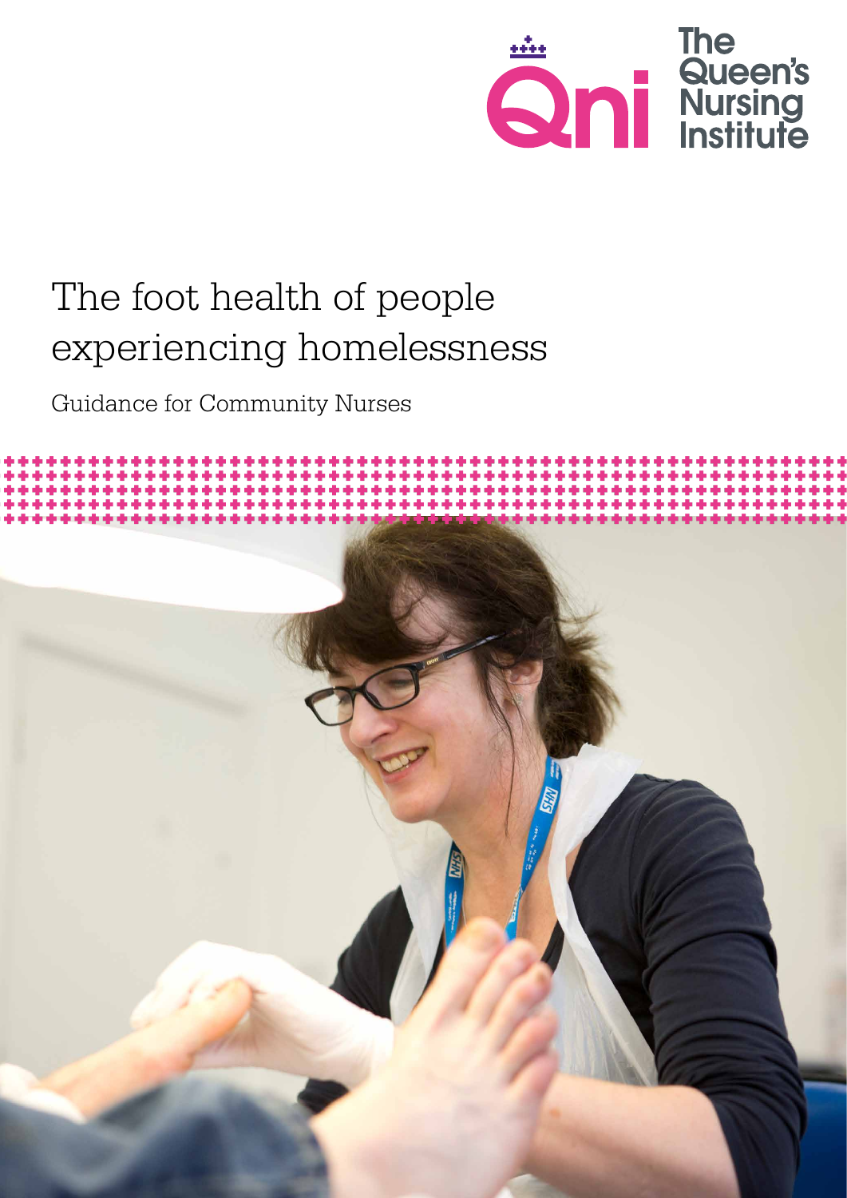The Queen's Nursing Institute

# The foot health of people experiencing homelessness

Guidance for Community Nurses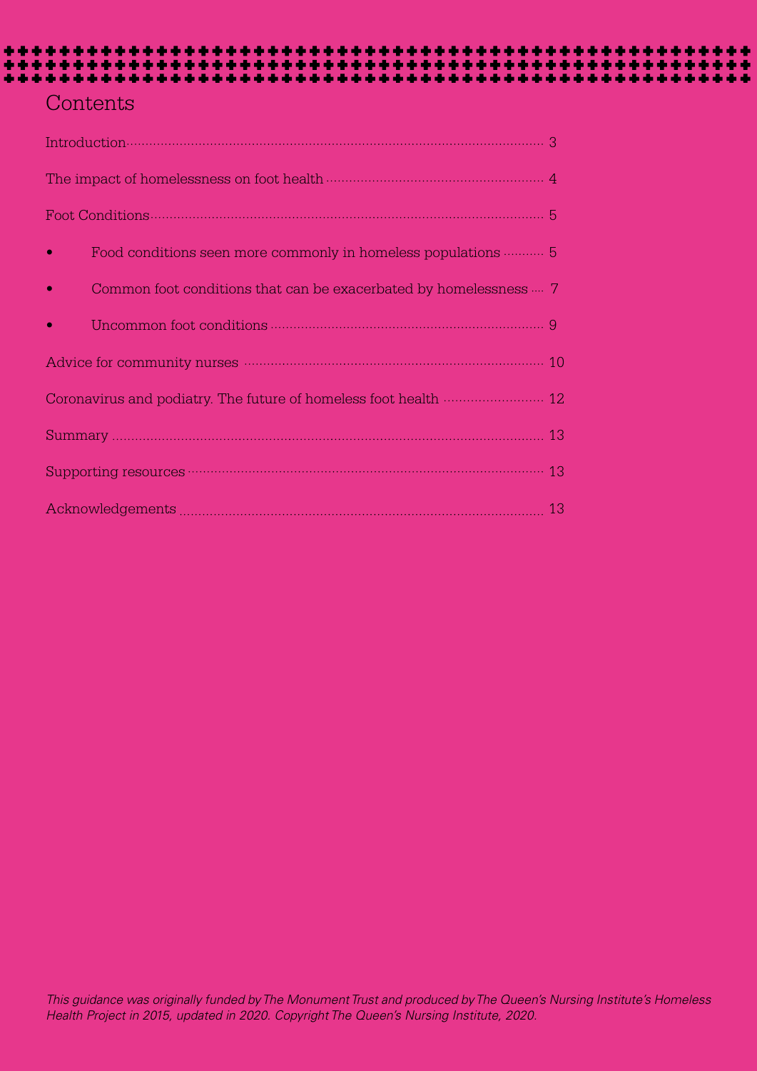# Contents

Introduction ........ 3

The impact of homelessness on foot health ........ 4

Foot Conditions ........ 5

- Food conditions seen more commonly in homeless populations ........ 5
- Common foot conditions that can be exacerbated by homelessness ........ 7
- Uncommon foot conditions ........ 9

Advice for community nurses ........ 10

Coronavirus and podiatry. The future of homeless foot health ........ 12

Summary ........ 13

Supporting resources ........ 13

Acknowledgements ........ 13

*This guidance was originally funded by The Monument Trust and produced by The Queen's Nursing Institute's Homeless Health Project in 2015, updated in 2020. Copyright The Queen's Nursing Institute, 2020.*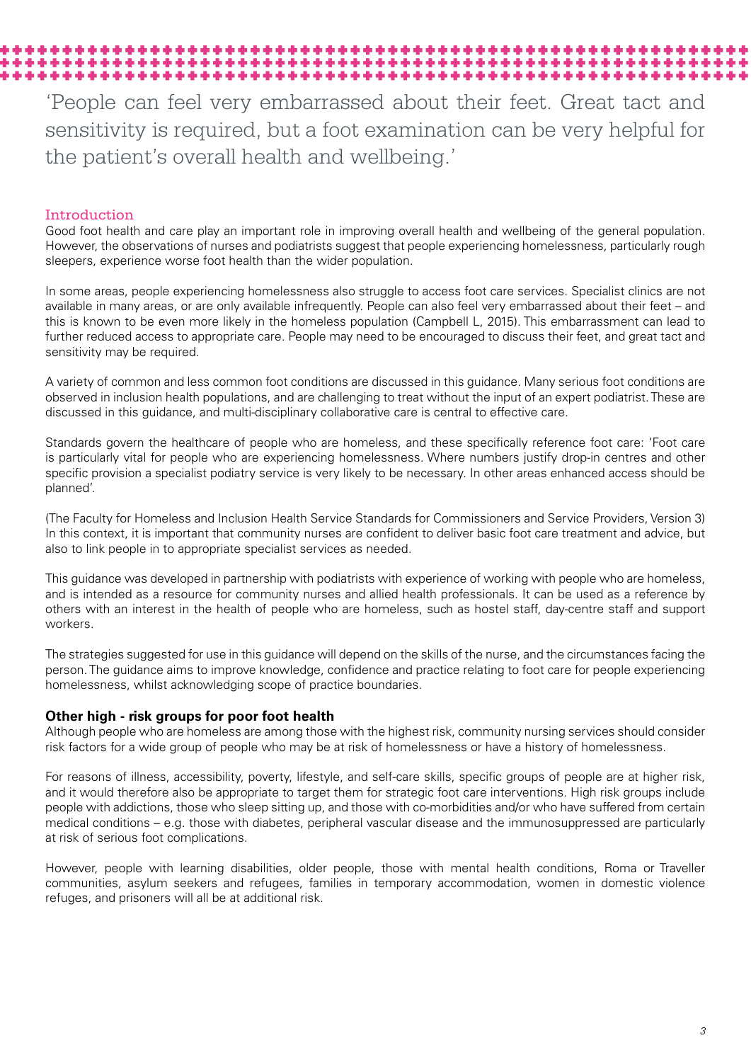'People can feel very embarrassed about their feet. Great tact and sensitivity is required, but a foot examination can be very helpful for the patient's overall health and wellbeing.'

## Introduction

Good foot health and care play an important role in improving overall health and wellbeing of the general population. However, the observations of nurses and podiatrists suggest that people experiencing homelessness, particularly rough sleepers, experience worse foot health than the wider population.

In some areas, people experiencing homelessness also struggle to access foot care services. Specialist clinics are not available in many areas, or are only available infrequently. People can also feel very embarrassed about their feet – and this is known to be even more likely in the homeless population (Campbell L, 2015). This embarrassment can lead to further reduced access to appropriate care. People may need to be encouraged to discuss their feet, and great tact and sensitivity may be required.

A variety of common and less common foot conditions are discussed in this guidance. Many serious foot conditions are observed in inclusion health populations, and are challenging to treat without the input of an expert podiatrist. These are discussed in this guidance, and multi-disciplinary collaborative care is central to effective care.

Standards govern the healthcare of people who are homeless, and these specifically reference foot care: 'Foot care is particularly vital for people who are experiencing homelessness. Where numbers justify drop-in centres and other specific provision a specialist podiatry service is very likely to be necessary. In other areas enhanced access should be planned'.

(The Faculty for Homeless and Inclusion Health Service Standards for Commissioners and Service Providers, Version 3) In this context, it is important that community nurses are confident to deliver basic foot care treatment and advice, but also to link people in to appropriate specialist services as needed.

This guidance was developed in partnership with podiatrists with experience of working with people who are homeless, and is intended as a resource for community nurses and allied health professionals. It can be used as a reference by others with an interest in the health of people who are homeless, such as hostel staff, day-centre staff and support workers.

The strategies suggested for use in this guidance will depend on the skills of the nurse, and the circumstances facing the person. The guidance aims to improve knowledge, confidence and practice relating to foot care for people experiencing homelessness, whilst acknowledging scope of practice boundaries.

### Other high - risk groups for poor foot health

Although people who are homeless are among those with the highest risk, community nursing services should consider risk factors for a wide group of people who may be at risk of homelessness or have a history of homelessness.

For reasons of illness, accessibility, poverty, lifestyle, and self-care skills, specific groups of people are at higher risk, and it would therefore also be appropriate to target them for strategic foot care interventions. High risk groups include people with addictions, those who sleep sitting up, and those with co-morbidities and/or who have suffered from certain medical conditions – e.g. those with diabetes, peripheral vascular disease and the immunosuppressed are particularly at risk of serious foot complications.

However, people with learning disabilities, older people, those with mental health conditions, Roma or Traveller communities, asylum seekers and refugees, families in temporary accommodation, women in domestic violence refuges, and prisoners will all be at additional risk.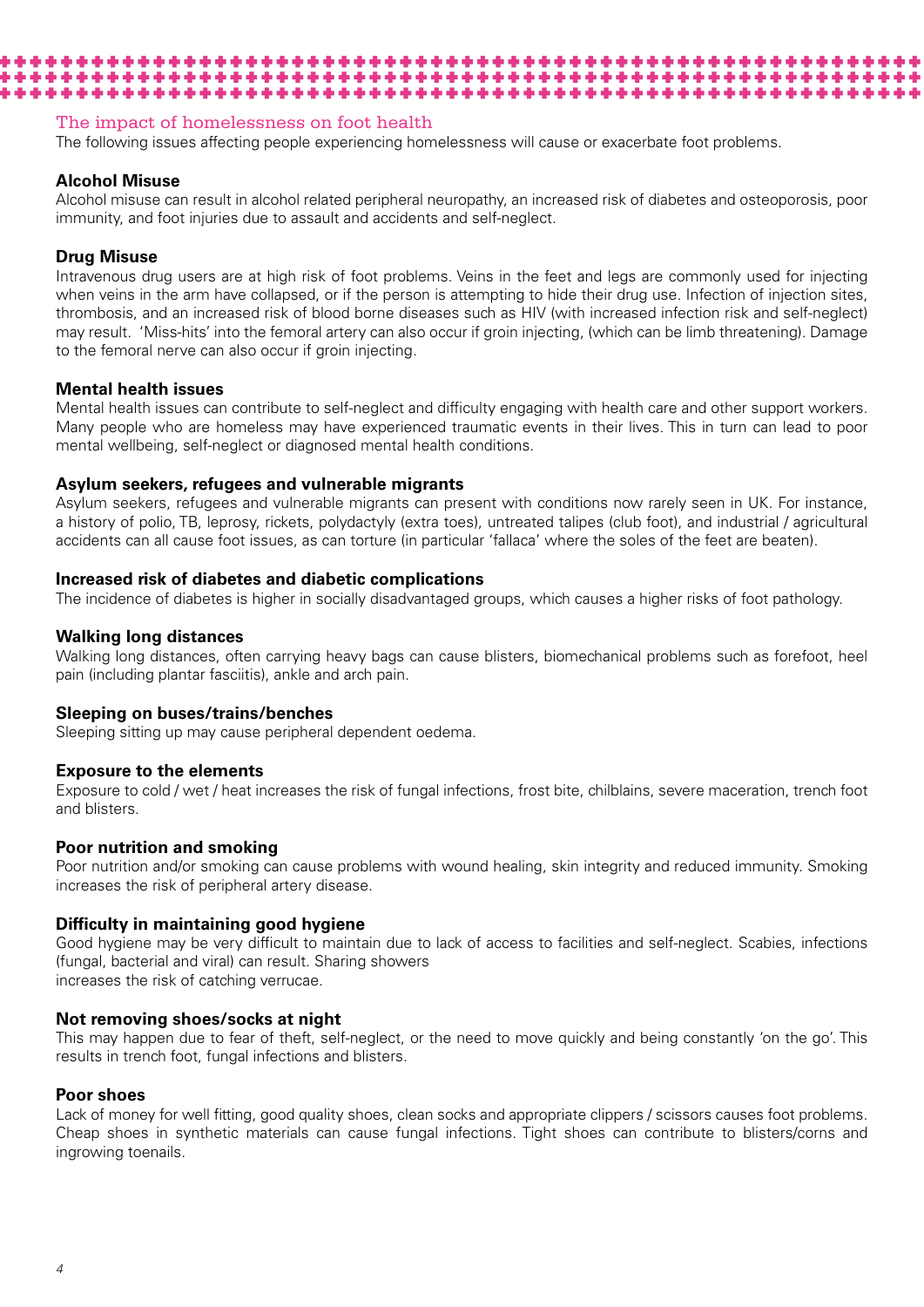## The impact of homelessness on foot health

The following issues affecting people experiencing homelessness will cause or exacerbate foot problems.

### Alcohol Misuse

Alcohol misuse can result in alcohol related peripheral neuropathy, an increased risk of diabetes and osteoporosis, poor immunity, and foot injuries due to assault and accidents and self-neglect.

### Drug Misuse

Intravenous drug users are at high risk of foot problems. Veins in the feet and legs are commonly used for injecting when veins in the arm have collapsed, or if the person is attempting to hide their drug use. Infection of injection sites, thrombosis, and an increased risk of blood borne diseases such as HIV (with increased infection risk and self-neglect) may result. 'Miss-hits' into the femoral artery can also occur if groin injecting, (which can be limb threatening). Damage to the femoral nerve can also occur if groin injecting.

### Mental health issues

Mental health issues can contribute to self-neglect and difficulty engaging with health care and other support workers. Many people who are homeless may have experienced traumatic events in their lives. This in turn can lead to poor mental wellbeing, self-neglect or diagnosed mental health conditions.

### Asylum seekers, refugees and vulnerable migrants

Asylum seekers, refugees and vulnerable migrants can present with conditions now rarely seen in UK. For instance, a history of polio, TB, leprosy, rickets, polydactyly (extra toes), untreated talipes (club foot), and industrial / agricultural accidents can all cause foot issues, as can torture (in particular 'fallaca' where the soles of the feet are beaten).

### Increased risk of diabetes and diabetic complications

The incidence of diabetes is higher in socially disadvantaged groups, which causes a higher risks of foot pathology.

### Walking long distances

Walking long distances, often carrying heavy bags can cause blisters, biomechanical problems such as forefoot, heel pain (including plantar fasciitis), ankle and arch pain.

### Sleeping on buses/trains/benches

Sleeping sitting up may cause peripheral dependent oedema.

### Exposure to the elements

Exposure to cold / wet / heat increases the risk of fungal infections, frost bite, chilblains, severe maceration, trench foot and blisters.

### Poor nutrition and smoking

Poor nutrition and/or smoking can cause problems with wound healing, skin integrity and reduced immunity. Smoking increases the risk of peripheral artery disease.

### Difficulty in maintaining good hygiene

Good hygiene may be very difficult to maintain due to lack of access to facilities and self-neglect. Scabies, infections (fungal, bacterial and viral) can result. Sharing showers increases the risk of catching verrucae.

### Not removing shoes/socks at night

This may happen due to fear of theft, self-neglect, or the need to move quickly and being constantly 'on the go'. This results in trench foot, fungal infections and blisters.

### Poor shoes

Lack of money for well fitting, good quality shoes, clean socks and appropriate clippers / scissors causes foot problems. Cheap shoes in synthetic materials can cause fungal infections. Tight shoes can contribute to blisters/corns and ingrowing toenails.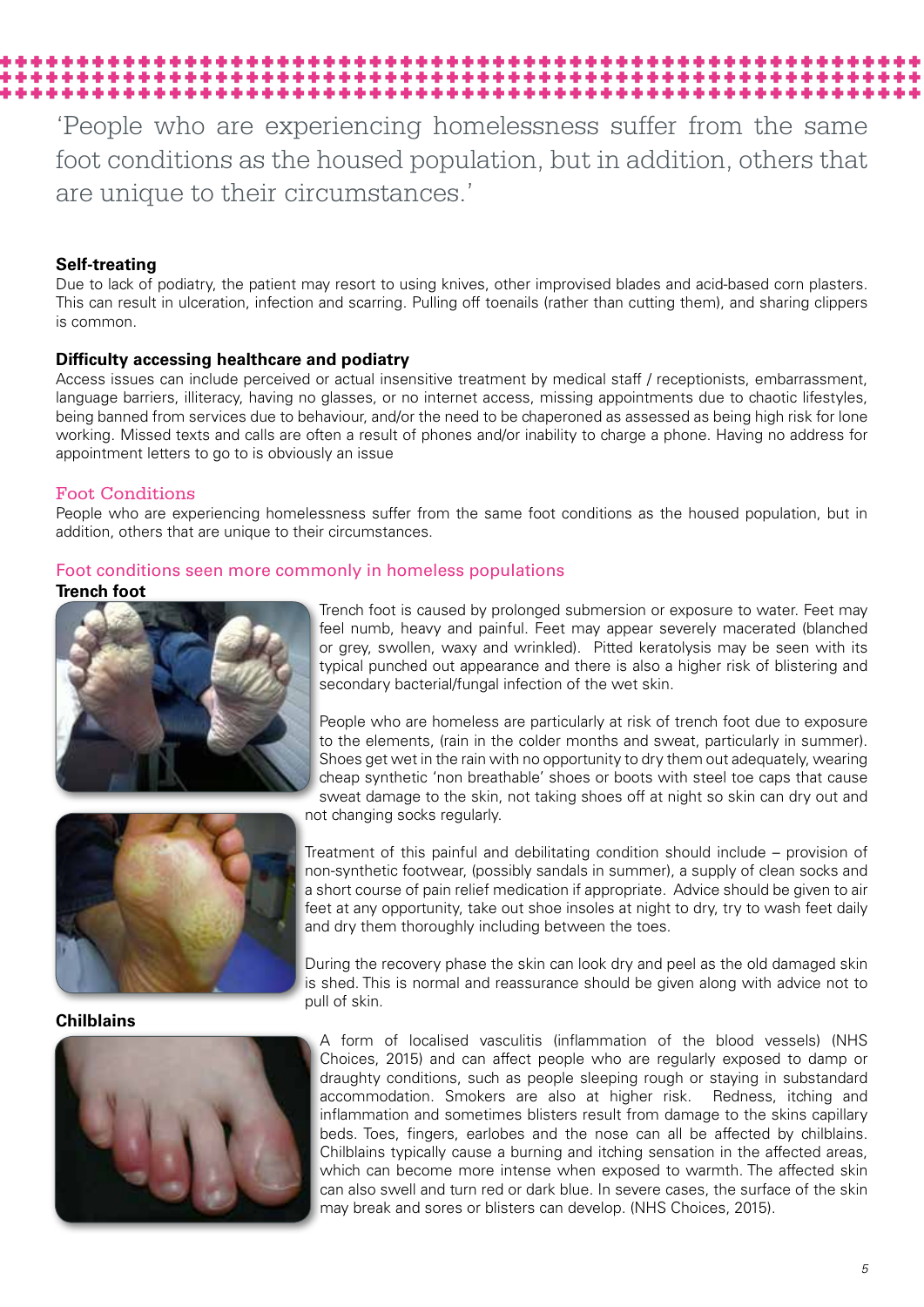> ‘People who are experiencing homelessness suffer from the same foot conditions as the housed population, but in addition, others that are unique to their circumstances.’

**Self-treating**

Due to lack of podiatry, the patient may resort to using knives, other improvised blades and acid-based corn plasters. This can result in ulceration, infection and scarring. Pulling off toenails (rather than cutting them), and sharing clippers is common.

**Difficulty accessing healthcare and podiatry**

Access issues can include perceived or actual insensitive treatment by medical staff / receptionists, embarrassment, language barriers, illiteracy, having no glasses, or no internet access, missing appointments due to chaotic lifestyles, being banned from services due to behaviour, and/or the need to be chaperoned as assessed as being high risk for lone working. Missed texts and calls are often a result of phones and/or inability to charge a phone. Having no address for appointment letters to go to is obviously an issue

## Foot Conditions

People who are experiencing homelessness suffer from the same foot conditions as the housed population, but in addition, others that are unique to their circumstances.

### Foot conditions seen more commonly in homeless populations

**Trench foot**

Trench foot is caused by prolonged submersion or exposure to water. Feet may feel numb, heavy and painful. Feet may appear severely macerated (blanched or grey, swollen, waxy and wrinkled). Pitted keratolysis may be seen with its typical punched out appearance and there is also a higher risk of blistering and secondary bacterial/fungal infection of the wet skin.

People who are homeless are particularly at risk of trench foot due to exposure to the elements, (rain in the colder months and sweat, particularly in summer). Shoes get wet in the rain with no opportunity to dry them out adequately, wearing cheap synthetic ‘non breathable’ shoes or boots with steel toe caps that cause sweat damage to the skin, not taking shoes off at night so skin can dry out and not changing socks regularly.

Treatment of this painful and debilitating condition should include – provision of non-synthetic footwear, (possibly sandals in summer), a supply of clean socks and a short course of pain relief medication if appropriate. Advice should be given to air feet at any opportunity, take out shoe insoles at night to dry, try to wash feet daily and dry them thoroughly including between the toes.

During the recovery phase the skin can look dry and peel as the old damaged skin is shed. This is normal and reassurance should be given along with advice not to pull of skin.

**Chilblains**

A form of localised vasculitis (inflammation of the blood vessels) (NHS Choices, 2015) and can affect people who are regularly exposed to damp or draughty conditions, such as people sleeping rough or staying in substandard accommodation. Smokers are also at higher risk. Redness, itching and inflammation and sometimes blisters result from damage to the skins capillary beds. Toes, fingers, earlobes and the nose can all be affected by chilblains. Chilblains typically cause a burning and itching sensation in the affected areas, which can become more intense when exposed to warmth. The affected skin can also swell and turn red or dark blue. In severe cases, the surface of the skin may break and sores or blisters can develop. (NHS Choices, 2015).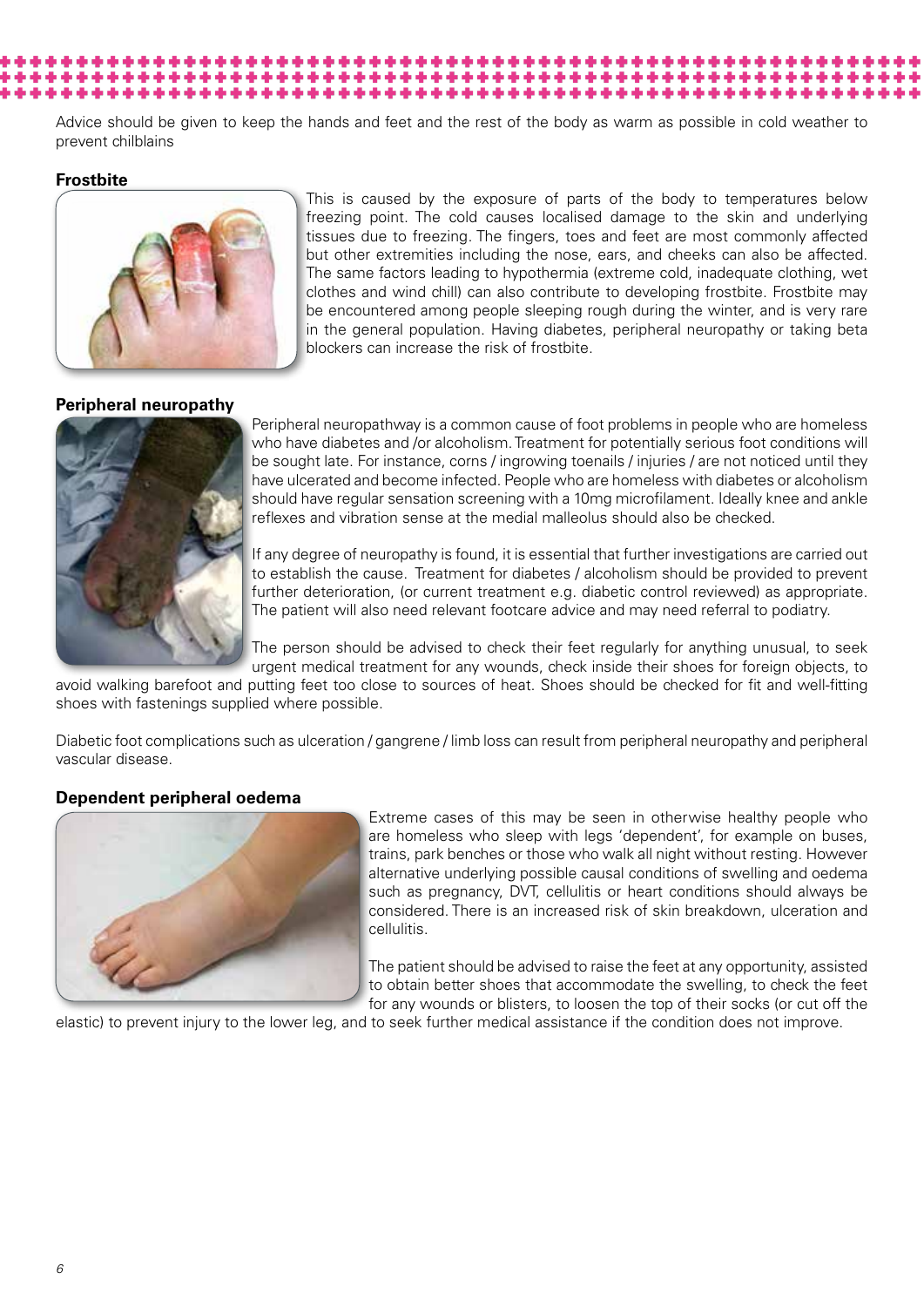Advice should be given to keep the hands and feet and the rest of the body as warm as possible in cold weather to prevent chilblains

### Frostbite

This is caused by the exposure of parts of the body to temperatures below freezing point. The cold causes localised damage to the skin and underlying tissues due to freezing. The fingers, toes and feet are most commonly affected but other extremities including the nose, ears, and cheeks can also be affected. The same factors leading to hypothermia (extreme cold, inadequate clothing, wet clothes and wind chill) can also contribute to developing frostbite. Frostbite may be encountered among people sleeping rough during the winter, and is very rare in the general population. Having diabetes, peripheral neuropathy or taking beta blockers can increase the risk of frostbite.

### Peripheral neuropathy

Peripheral neuropathway is a common cause of foot problems in people who are homeless who have diabetes and /or alcoholism. Treatment for potentially serious foot conditions will be sought late. For instance, corns / ingrowing toenails / injuries / are not noticed until they have ulcerated and become infected. People who are homeless with diabetes or alcoholism should have regular sensation screening with a 10mg microfilament. Ideally knee and ankle reflexes and vibration sense at the medial malleolus should also be checked.

If any degree of neuropathy is found, it is essential that further investigations are carried out to establish the cause. Treatment for diabetes / alcoholism should be provided to prevent further deterioration, (or current treatment e.g. diabetic control reviewed) as appropriate. The patient will also need relevant footcare advice and may need referral to podiatry.

The person should be advised to check their feet regularly for anything unusual, to seek urgent medical treatment for any wounds, check inside their shoes for foreign objects, to avoid walking barefoot and putting feet too close to sources of heat. Shoes should be checked for fit and well-fitting shoes with fastenings supplied where possible.

Diabetic foot complications such as ulceration / gangrene / limb loss can result from peripheral neuropathy and peripheral vascular disease.

### Dependent peripheral oedema

Extreme cases of this may be seen in otherwise healthy people who are homeless who sleep with legs 'dependent', for example on buses, trains, park benches or those who walk all night without resting. However alternative underlying possible causal conditions of swelling and oedema such as pregnancy, DVT, cellulitis or heart conditions should always be considered. There is an increased risk of skin breakdown, ulceration and cellulitis.

The patient should be advised to raise the feet at any opportunity, assisted to obtain better shoes that accommodate the swelling, to check the feet for any wounds or blisters, to loosen the top of their socks (or cut off the elastic) to prevent injury to the lower leg, and to seek further medical assistance if the condition does not improve.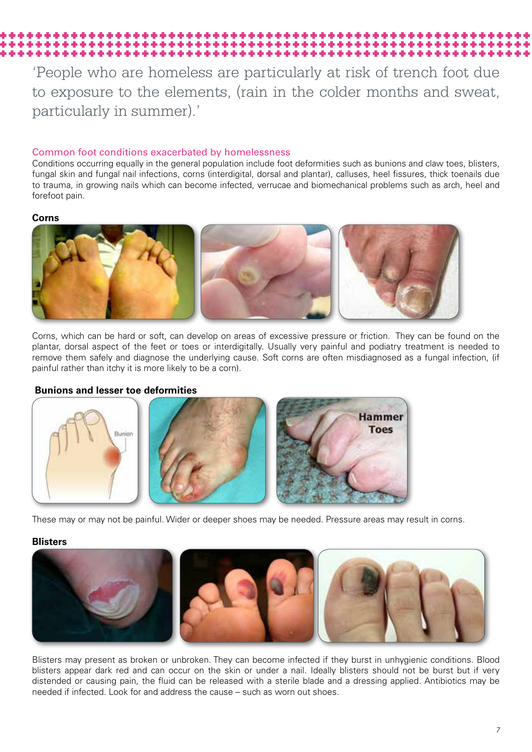'People who are homeless are particularly at risk of trench foot due to exposure to the elements, (rain in the colder months and sweat, particularly in summer).'

## Common foot conditions exacerbated by homelessness

Conditions occurring equally in the general population include foot deformities such as bunions and claw toes, blisters, fungal skin and fungal nail infections, corns (interdigital, dorsal and plantar), calluses, heel fissures, thick toenails due to trauma, in growing nails which can become infected, verrucae and biomechanical problems such as arch, heel and forefoot pain.

### Corns

Corns, which can be hard or soft, can develop on areas of excessive pressure or friction. They can be found on the plantar, dorsal aspect of the feet or toes or interdigitally. Usually very painful and podiatry treatment is needed to remove them safely and diagnose the underlying cause. Soft corns are often misdiagnosed as a fungal infection, (if painful rather than itchy it is more likely to be a corn).

### Bunions and lesser toe deformities

These may or may not be painful. Wider or deeper shoes may be needed. Pressure areas may result in corns.

### Blisters

Blisters may present as broken or unbroken. They can become infected if they burst in unhygienic conditions. Blood blisters appear dark red and can occur on the skin or under a nail. Ideally blisters should not be burst but if very distended or causing pain, the fluid can be released with a sterile blade and a dressing applied. Antibiotics may be needed if infected. Look for and address the cause – such as worn out shoes.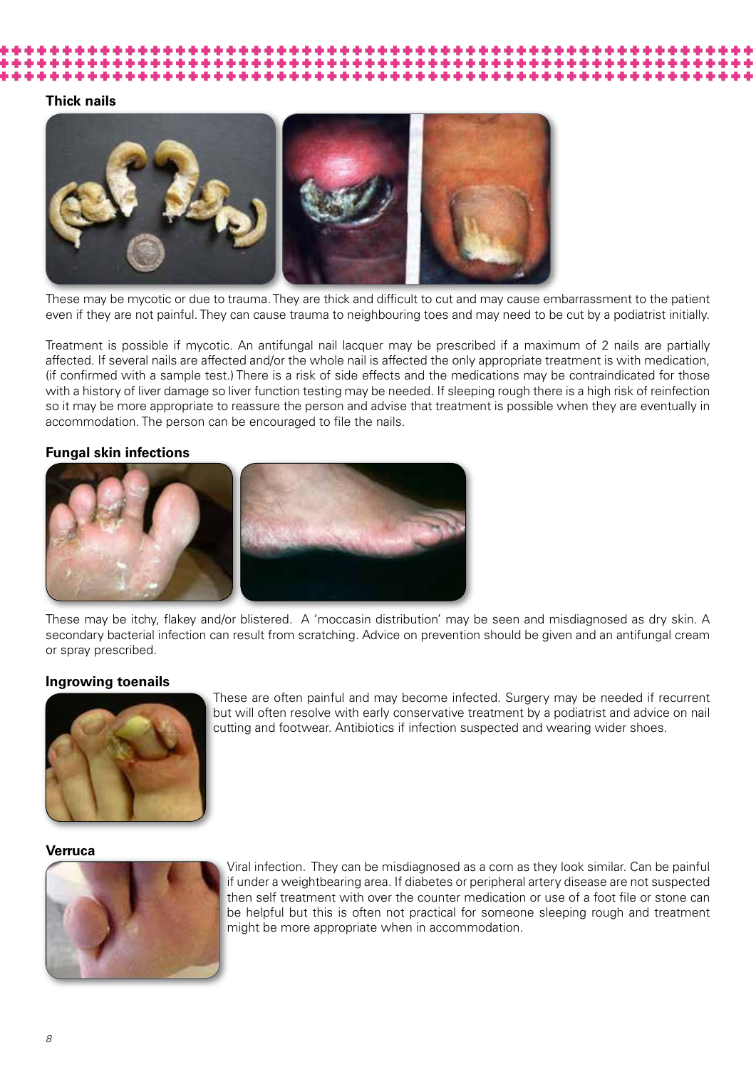### Thick nails

These may be mycotic or due to trauma. They are thick and difficult to cut and may cause embarrassment to the patient even if they are not painful. They can cause trauma to neighbouring toes and may need to be cut by a podiatrist initially.

Treatment is possible if mycotic. An antifungal nail lacquer may be prescribed if a maximum of 2 nails are partially affected. If several nails are affected and/or the whole nail is affected the only appropriate treatment is with medication, (if confirmed with a sample test.) There is a risk of side effects and the medications may be contraindicated for those with a history of liver damage so liver function testing may be needed. If sleeping rough there is a high risk of reinfection so it may be more appropriate to reassure the person and advise that treatment is possible when they are eventually in accommodation. The person can be encouraged to file the nails.

### Fungal skin infections

These may be itchy, flakey and/or blistered. A 'moccasin distribution' may be seen and misdiagnosed as dry skin. A secondary bacterial infection can result from scratching. Advice on prevention should be given and an antifungal cream or spray prescribed.

### Ingrowing toenails

These are often painful and may become infected. Surgery may be needed if recurrent but will often resolve with early conservative treatment by a podiatrist and advice on nail cutting and footwear. Antibiotics if infection suspected and wearing wider shoes.

### Verruca

Viral infection. They can be misdiagnosed as a corn as they look similar. Can be painful if under a weightbearing area. If diabetes or peripheral artery disease are not suspected then self treatment with over the counter medication or use of a foot file or stone can be helpful but this is often not practical for someone sleeping rough and treatment might be more appropriate when in accommodation.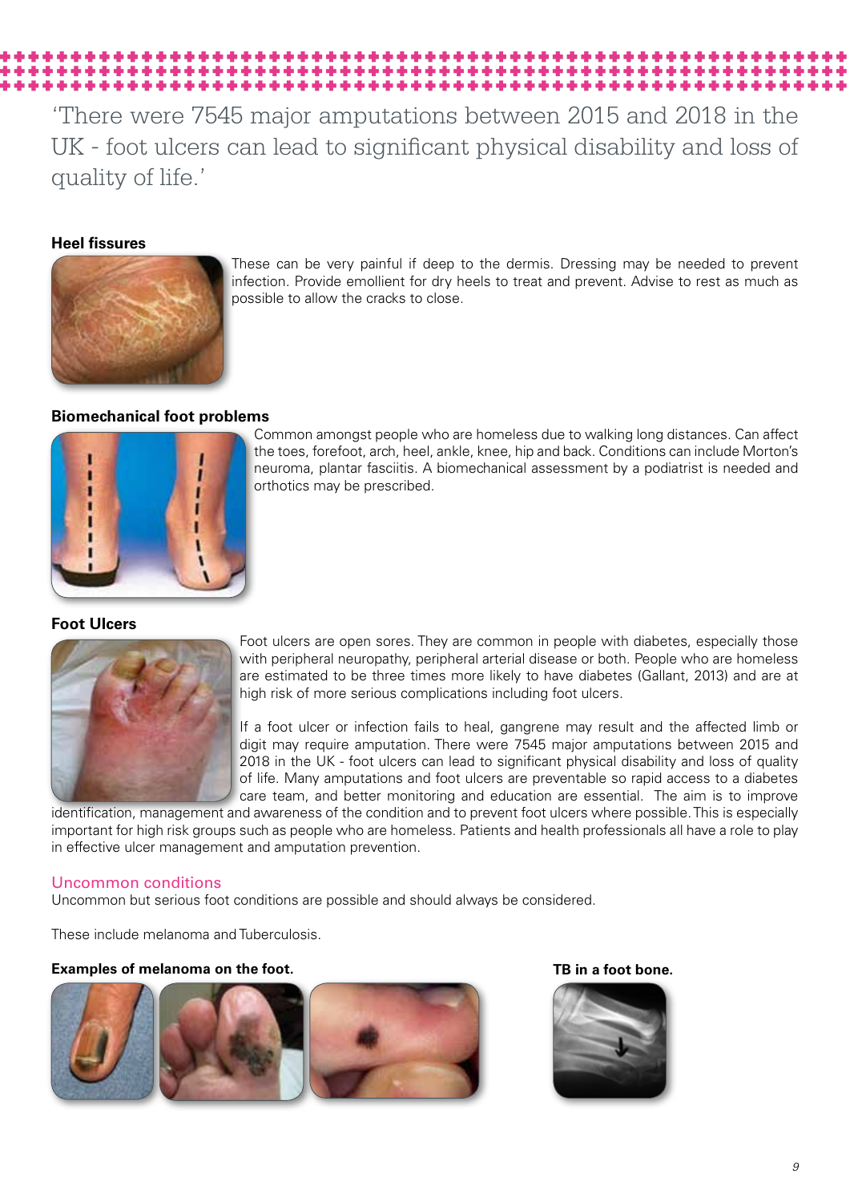'There were 7545 major amputations between 2015 and 2018 in the UK - foot ulcers can lead to significant physical disability and loss of quality of life.'

**Heel fissures**

These can be very painful if deep to the dermis. Dressing may be needed to prevent infection. Provide emollient for dry heels to treat and prevent. Advise to rest as much as possible to allow the cracks to close.

**Biomechanical foot problems**

Common amongst people who are homeless due to walking long distances. Can affect the toes, forefoot, arch, heel, ankle, knee, hip and back. Conditions can include Morton's neuroma, plantar fasciitis. A biomechanical assessment by a podiatrist is needed and orthotics may be prescribed.

**Foot Ulcers**

Foot ulcers are open sores. They are common in people with diabetes, especially those with peripheral neuropathy, peripheral arterial disease or both. People who are homeless are estimated to be three times more likely to have diabetes (Gallant, 2013) and are at high risk of more serious complications including foot ulcers.

If a foot ulcer or infection fails to heal, gangrene may result and the affected limb or digit may require amputation. There were 7545 major amputations between 2015 and 2018 in the UK - foot ulcers can lead to significant physical disability and loss of quality of life. Many amputations and foot ulcers are preventable so rapid access to a diabetes care team, and better monitoring and education are essential. The aim is to improve identification, management and awareness of the condition and to prevent foot ulcers where possible. This is especially important for high risk groups such as people who are homeless. Patients and health professionals all have a role to play in effective ulcer management and amputation prevention.

## Uncommon conditions

Uncommon but serious foot conditions are possible and should always be considered.

These include melanoma and Tuberculosis.

**Examples of melanoma on the foot.**

**TB in a foot bone.**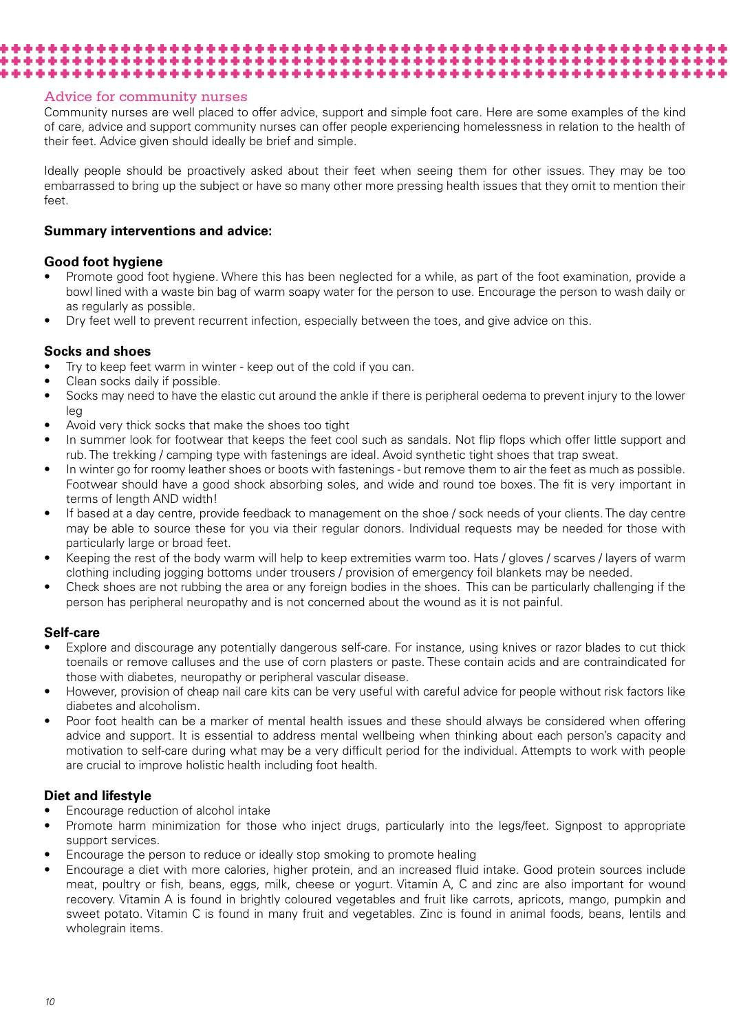## Advice for community nurses

Community nurses are well placed to offer advice, support and simple foot care. Here are some examples of the kind of care, advice and support community nurses can offer people experiencing homelessness in relation to the health of their feet. Advice given should ideally be brief and simple.

Ideally people should be proactively asked about their feet when seeing them for other issues. They may be too embarrassed to bring up the subject or have so many other more pressing health issues that they omit to mention their feet.

**Summary interventions and advice:**

### Good foot hygiene

- Promote good foot hygiene. Where this has been neglected for a while, as part of the foot examination, provide a bowl lined with a waste bin bag of warm soapy water for the person to use. Encourage the person to wash daily or as regularly as possible.
- Dry feet well to prevent recurrent infection, especially between the toes, and give advice on this.

### Socks and shoes

- Try to keep feet warm in winter - keep out of the cold if you can.
- Clean socks daily if possible.
- Socks may need to have the elastic cut around the ankle if there is peripheral oedema to prevent injury to the lower leg
- Avoid very thick socks that make the shoes too tight
- In summer look for footwear that keeps the feet cool such as sandals. Not flip flops which offer little support and rub. The trekking / camping type with fastenings are ideal. Avoid synthetic tight shoes that trap sweat.
- In winter go for roomy leather shoes or boots with fastenings - but remove them to air the feet as much as possible. Footwear should have a good shock absorbing soles, and wide and round toe boxes. The fit is very important in terms of length AND width!
- If based at a day centre, provide feedback to management on the shoe / sock needs of your clients. The day centre may be able to source these for you via their regular donors. Individual requests may be needed for those with particularly large or broad feet.
- Keeping the rest of the body warm will help to keep extremities warm too. Hats / gloves / scarves / layers of warm clothing including jogging bottoms under trousers / provision of emergency foil blankets may be needed.
- Check shoes are not rubbing the area or any foreign bodies in the shoes. This can be particularly challenging if the person has peripheral neuropathy and is not concerned about the wound as it is not painful.

### Self-care

- Explore and discourage any potentially dangerous self-care. For instance, using knives or razor blades to cut thick toenails or remove calluses and the use of corn plasters or paste. These contain acids and are contraindicated for those with diabetes, neuropathy or peripheral vascular disease.
- However, provision of cheap nail care kits can be very useful with careful advice for people without risk factors like diabetes and alcoholism.
- Poor foot health can be a marker of mental health issues and these should always be considered when offering advice and support. It is essential to address mental wellbeing when thinking about each person's capacity and motivation to self-care during what may be a very difficult period for the individual. Attempts to work with people are crucial to improve holistic health including foot health.

### Diet and lifestyle

- Encourage reduction of alcohol intake
- Promote harm minimization for those who inject drugs, particularly into the legs/feet. Signpost to appropriate support services.
- Encourage the person to reduce or ideally stop smoking to promote healing
- Encourage a diet with more calories, higher protein, and an increased fluid intake. Good protein sources include meat, poultry or fish, beans, eggs, milk, cheese or yogurt. Vitamin A, C and zinc are also important for wound recovery. Vitamin A is found in brightly coloured vegetables and fruit like carrots, apricots, mango, pumpkin and sweet potato. Vitamin C is found in many fruit and vegetables. Zinc is found in animal foods, beans, lentils and wholegrain items.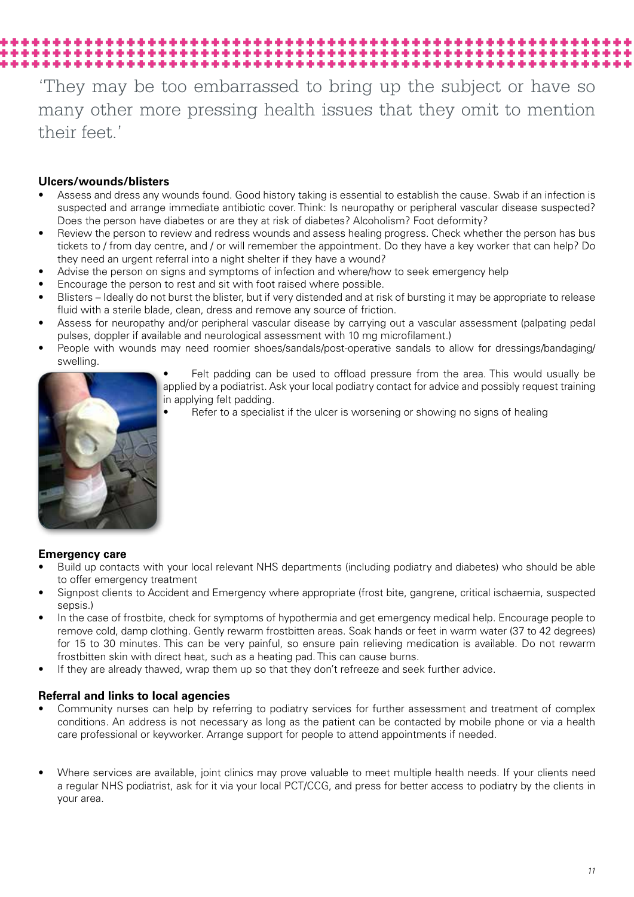‘They may be too embarrassed to bring up the subject or have so many other more pressing health issues that they omit to mention their feet.’

**Ulcers/wounds/blisters**

- Assess and dress any wounds found. Good history taking is essential to establish the cause. Swab if an infection is suspected and arrange immediate antibiotic cover. Think: Is neuropathy or peripheral vascular disease suspected? Does the person have diabetes or are they at risk of diabetes? Alcoholism? Foot deformity?
- Review the person to review and redress wounds and assess healing progress. Check whether the person has bus tickets to / from day centre, and / or will remember the appointment. Do they have a key worker that can help? Do they need an urgent referral into a night shelter if they have a wound?
- Advise the person on signs and symptoms of infection and where/how to seek emergency help
- Encourage the person to rest and sit with foot raised where possible.
- Blisters – Ideally do not burst the blister, but if very distended and at risk of bursting it may be appropriate to release fluid with a sterile blade, clean, dress and remove any source of friction.
- Assess for neuropathy and/or peripheral vascular disease by carrying out a vascular assessment (palpating pedal pulses, doppler if available and neurological assessment with 10 mg microfilament.)
- People with wounds may need roomier shoes/sandals/post-operative sandals to allow for dressings/bandaging/ swelling.
- Felt padding can be used to offload pressure from the area. This would usually be applied by a podiatrist. Ask your local podiatry contact for advice and possibly request training in applying felt padding.
- Refer to a specialist if the ulcer is worsening or showing no signs of healing

**Emergency care**

- Build up contacts with your local relevant NHS departments (including podiatry and diabetes) who should be able to offer emergency treatment
- Signpost clients to Accident and Emergency where appropriate (frost bite, gangrene, critical ischaemia, suspected sepsis.)
- In the case of frostbite, check for symptoms of hypothermia and get emergency medical help. Encourage people to remove cold, damp clothing. Gently rewarm frostbitten areas. Soak hands or feet in warm water (37 to 42 degrees) for 15 to 30 minutes. This can be very painful, so ensure pain relieving medication is available. Do not rewarm frostbitten skin with direct heat, such as a heating pad. This can cause burns.
- If they are already thawed, wrap them up so that they don’t refreeze and seek further advice.

**Referral and links to local agencies**

- Community nurses can help by referring to podiatry services for further assessment and treatment of complex conditions. An address is not necessary as long as the patient can be contacted by mobile phone or via a health care professional or keyworker. Arrange support for people to attend appointments if needed.
- Where services are available, joint clinics may prove valuable to meet multiple health needs. If your clients need a regular NHS podiatrist, ask for it via your local PCT/CCG, and press for better access to podiatry by the clients in your area.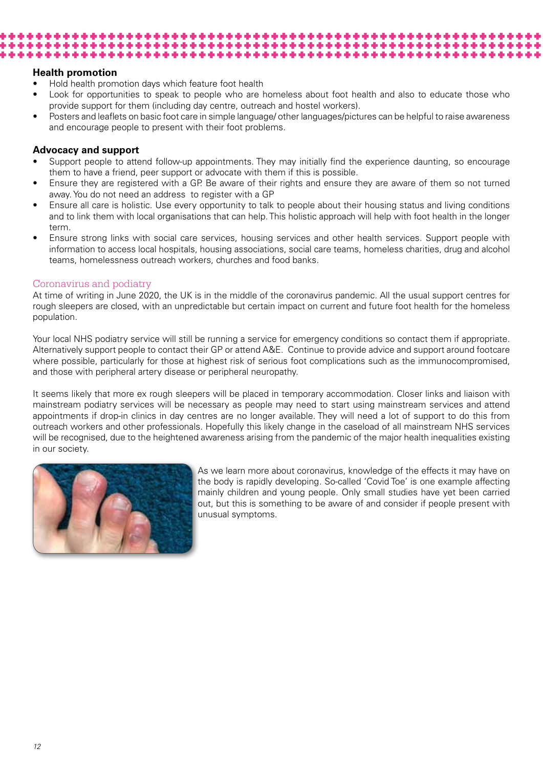**Health promotion**

- Hold health promotion days which feature foot health
- Look for opportunities to speak to people who are homeless about foot health and also to educate those who provide support for them (including day centre, outreach and hostel workers).
- Posters and leaflets on basic foot care in simple language/ other languages/pictures can be helpful to raise awareness and encourage people to present with their foot problems.

**Advocacy and support**

- Support people to attend follow-up appointments. They may initially find the experience daunting, so encourage them to have a friend, peer support or advocate with them if this is possible.
- Ensure they are registered with a GP. Be aware of their rights and ensure they are aware of them so not turned away. You do not need an address to register with a GP
- Ensure all care is holistic. Use every opportunity to talk to people about their housing status and living conditions and to link them with local organisations that can help. This holistic approach will help with foot health in the longer term.
- Ensure strong links with social care services, housing services and other health services. Support people with information to access local hospitals, housing associations, social care teams, homeless charities, drug and alcohol teams, homelessness outreach workers, churches and food banks.

## Coronavirus and podiatry

At time of writing in June 2020, the UK is in the middle of the coronavirus pandemic. All the usual support centres for rough sleepers are closed, with an unpredictable but certain impact on current and future foot health for the homeless population.

Your local NHS podiatry service will still be running a service for emergency conditions so contact them if appropriate. Alternatively support people to contact their GP or attend A&E. Continue to provide advice and support around footcare where possible, particularly for those at highest risk of serious foot complications such as the immunocompromised, and those with peripheral artery disease or peripheral neuropathy.

It seems likely that more ex rough sleepers will be placed in temporary accommodation. Closer links and liaison with mainstream podiatry services will be necessary as people may need to start using mainstream services and attend appointments if drop-in clinics in day centres are no longer available. They will need a lot of support to do this from outreach workers and other professionals. Hopefully this likely change in the caseload of all mainstream NHS services will be recognised, due to the heightened awareness arising from the pandemic of the major health inequalities existing in our society.

As we learn more about coronavirus, knowledge of the effects it may have on the body is rapidly developing. So-called 'Covid Toe' is one example affecting mainly children and young people. Only small studies have yet been carried out, but this is something to be aware of and consider if people present with unusual symptoms.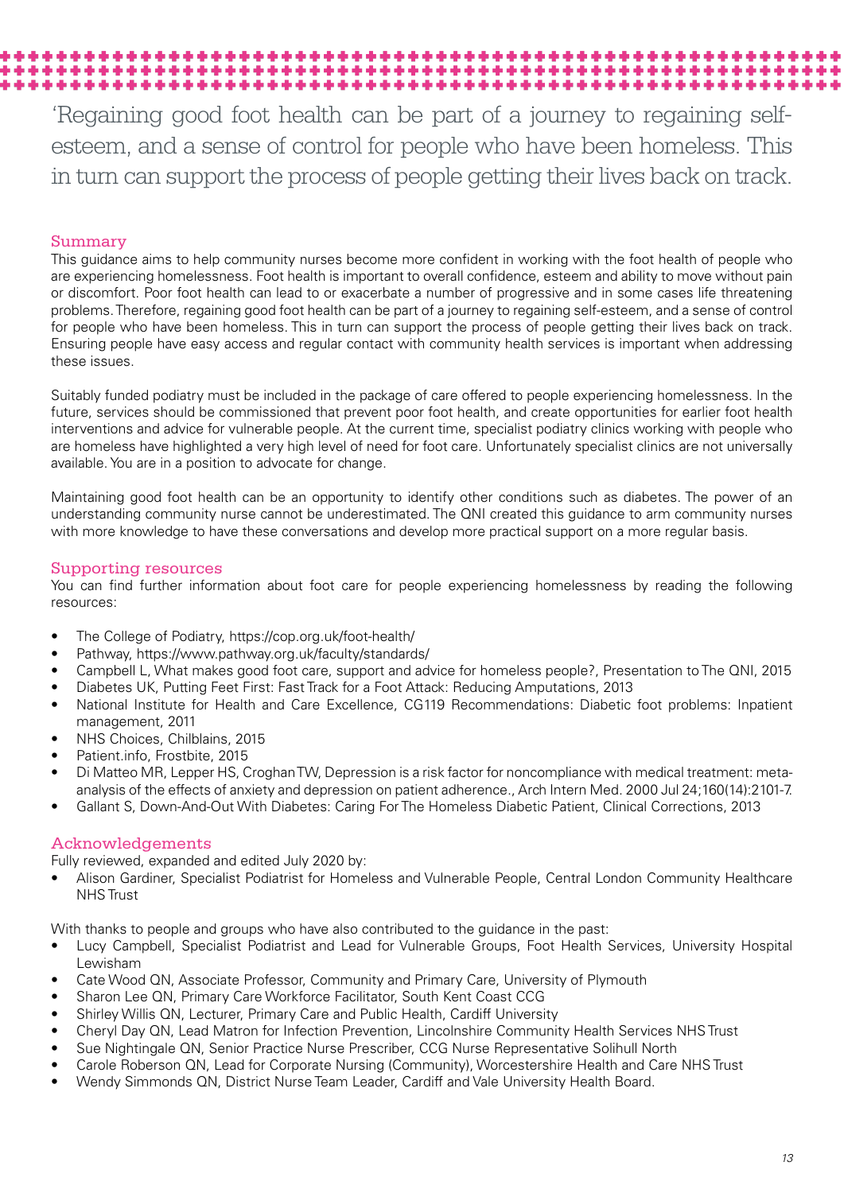'Regaining good foot health can be part of a journey to regaining self-esteem, and a sense of control for people who have been homeless. This in turn can support the process of people getting their lives back on track.

## Summary

This guidance aims to help community nurses become more confident in working with the foot health of people who are experiencing homelessness. Foot health is important to overall confidence, esteem and ability to move without pain or discomfort. Poor foot health can lead to or exacerbate a number of progressive and in some cases life threatening problems. Therefore, regaining good foot health can be part of a journey to regaining self-esteem, and a sense of control for people who have been homeless. This in turn can support the process of people getting their lives back on track. Ensuring people have easy access and regular contact with community health services is important when addressing these issues.

Suitably funded podiatry must be included in the package of care offered to people experiencing homelessness. In the future, services should be commissioned that prevent poor foot health, and create opportunities for earlier foot health interventions and advice for vulnerable people. At the current time, specialist podiatry clinics working with people who are homeless have highlighted a very high level of need for foot care. Unfortunately specialist clinics are not universally available. You are in a position to advocate for change.

Maintaining good foot health can be an opportunity to identify other conditions such as diabetes. The power of an understanding community nurse cannot be underestimated. The QNI created this guidance to arm community nurses with more knowledge to have these conversations and develop more practical support on a more regular basis.

## Supporting resources

You can find further information about foot care for people experiencing homelessness by reading the following resources:

- The College of Podiatry, https://cop.org.uk/foot-health/
- Pathway, https://www.pathway.org.uk/faculty/standards/
- Campbell L, What makes good foot care, support and advice for homeless people?, Presentation to The QNI, 2015
- Diabetes UK, Putting Feet First: Fast Track for a Foot Attack: Reducing Amputations, 2013
- National Institute for Health and Care Excellence, CG119 Recommendations: Diabetic foot problems: Inpatient management, 2011
- NHS Choices, Chilblains, 2015
- Patient.info, Frostbite, 2015
- Di Matteo MR, Lepper HS, Croghan TW, Depression is a risk factor for noncompliance with medical treatment: meta-analysis of the effects of anxiety and depression on patient adherence., Arch Intern Med. 2000 Jul 24;160(14):2101-7.
- Gallant S, Down-And-Out With Diabetes: Caring For The Homeless Diabetic Patient, Clinical Corrections, 2013

## Acknowledgements

Fully reviewed, expanded and edited July 2020 by:

- Alison Gardiner, Specialist Podiatrist for Homeless and Vulnerable People, Central London Community Healthcare NHS Trust

With thanks to people and groups who have also contributed to the guidance in the past:

- Lucy Campbell, Specialist Podiatrist and Lead for Vulnerable Groups, Foot Health Services, University Hospital Lewisham
- Cate Wood QN, Associate Professor, Community and Primary Care, University of Plymouth
- Sharon Lee QN, Primary Care Workforce Facilitator, South Kent Coast CCG
- Shirley Willis QN, Lecturer, Primary Care and Public Health, Cardiff University
- Cheryl Day QN, Lead Matron for Infection Prevention, Lincolnshire Community Health Services NHS Trust
- Sue Nightingale QN, Senior Practice Nurse Prescriber, CCG Nurse Representative Solihull North
- Carole Roberson QN, Lead for Corporate Nursing (Community), Worcestershire Health and Care NHS Trust
- Wendy Simmonds QN, District Nurse Team Leader, Cardiff and Vale University Health Board.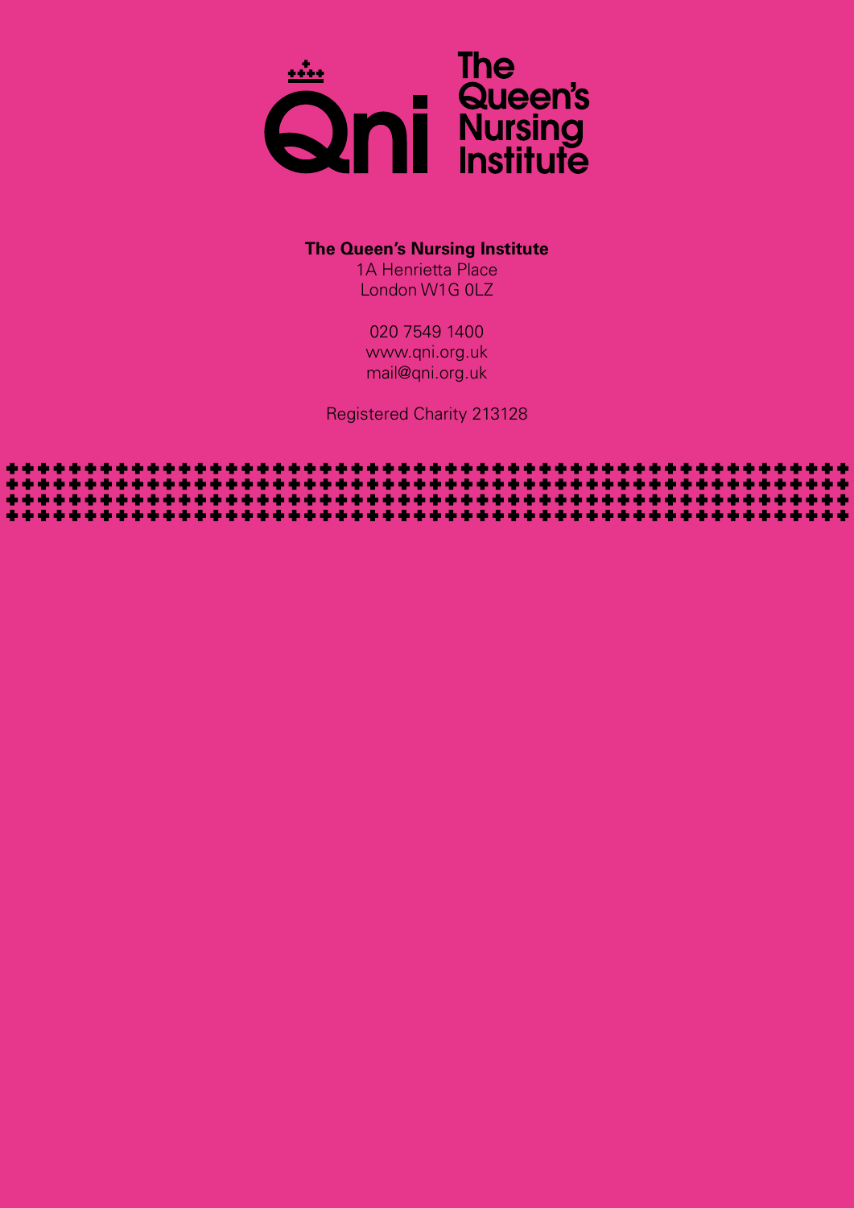The Queen's Nursing Institute

**The Queen's Nursing Institute**
1A Henrietta Place
London W1G 0LZ

020 7549 1400
www.qni.org.uk
mail@qni.org.uk

Registered Charity 213128